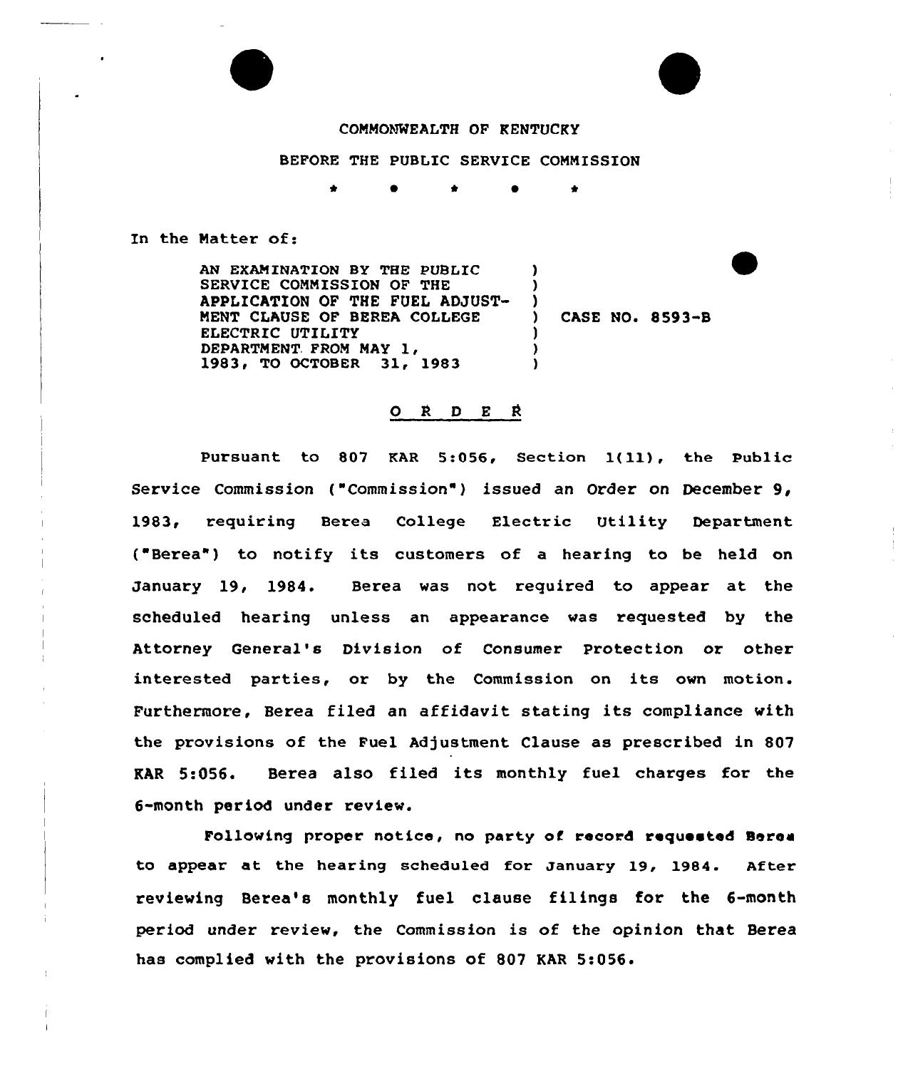COMMONWEALTH OF KENTUCKY

BEFORE THE PUBLIC SERVICE COMMISSION

\* \* \* \* \*

In the Matter of:

| | | |
|---|---|---|
| AN EXAMINATION BY THE PUBLIC SERVICE COMMISSION OF THE APPLICATION OF THE FUEL ADJUSTMENT CLAUSE OF BEREA COLLEGE ELECTRIC UTILITY DEPARTMENT FROM MAY 1, 1983, TO OCTOBER 31, 1983 | ) | CASE NO. 8593-B |

O R D E R

Pursuant to 807 KAR 5:056, Section 1(11), the Public Service Commission ("Commission") issued an Order on December 9, 1983, requiring Berea College Electric Utility Department ("Berea") to notify its customers of a hearing to be held on January 19, 1984. Berea was not required to appear at the scheduled hearing unless an appearance was requested by the Attorney General's Division of Consumer Protection or other interested parties, or by the Commission on its own motion. Furthermore, Berea filed an affidavit stating its compliance with the provisions of the Fuel Adjustment Clause as prescribed in 807 KAR 5:056. Berea also filed its monthly fuel charges for the 6-month period under review.

Following proper notice, no party of record requested Berea to appear at the hearing scheduled for January 19, 1984. After reviewing Berea's monthly fuel clause filings for the 6-month period under review, the Commission is of the opinion that Berea has complied with the provisions of 807 KAR 5:056.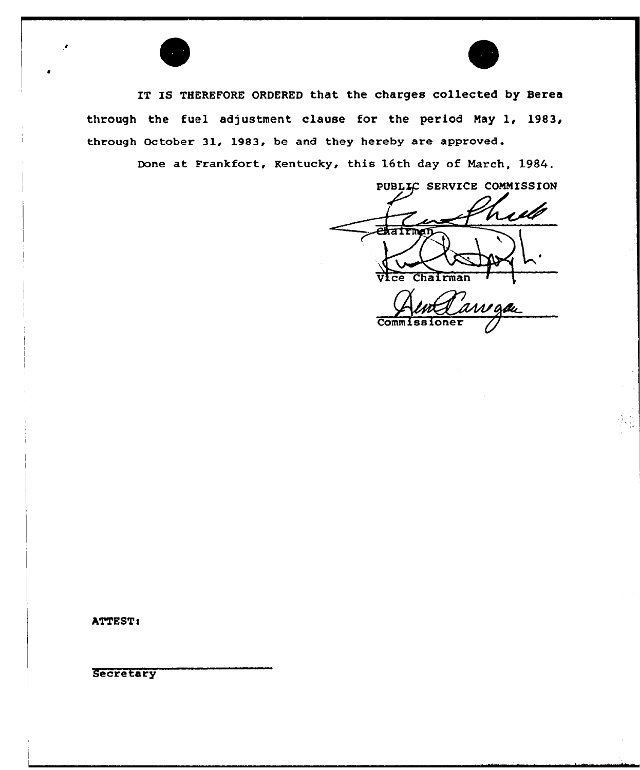IT IS THEREFORE ORDERED that the charges collected by Berea through the fuel adjustment clause for the period May 1, 1983, through October 31, 1983, be and they hereby are approved.

Done at Frankfort, Kentucky, this 16th day of March, 1984.

PUBLIC SERVICE COMMISSION

Chairman

Vice Chairman

Commissioner

ATTEST:

Secretary